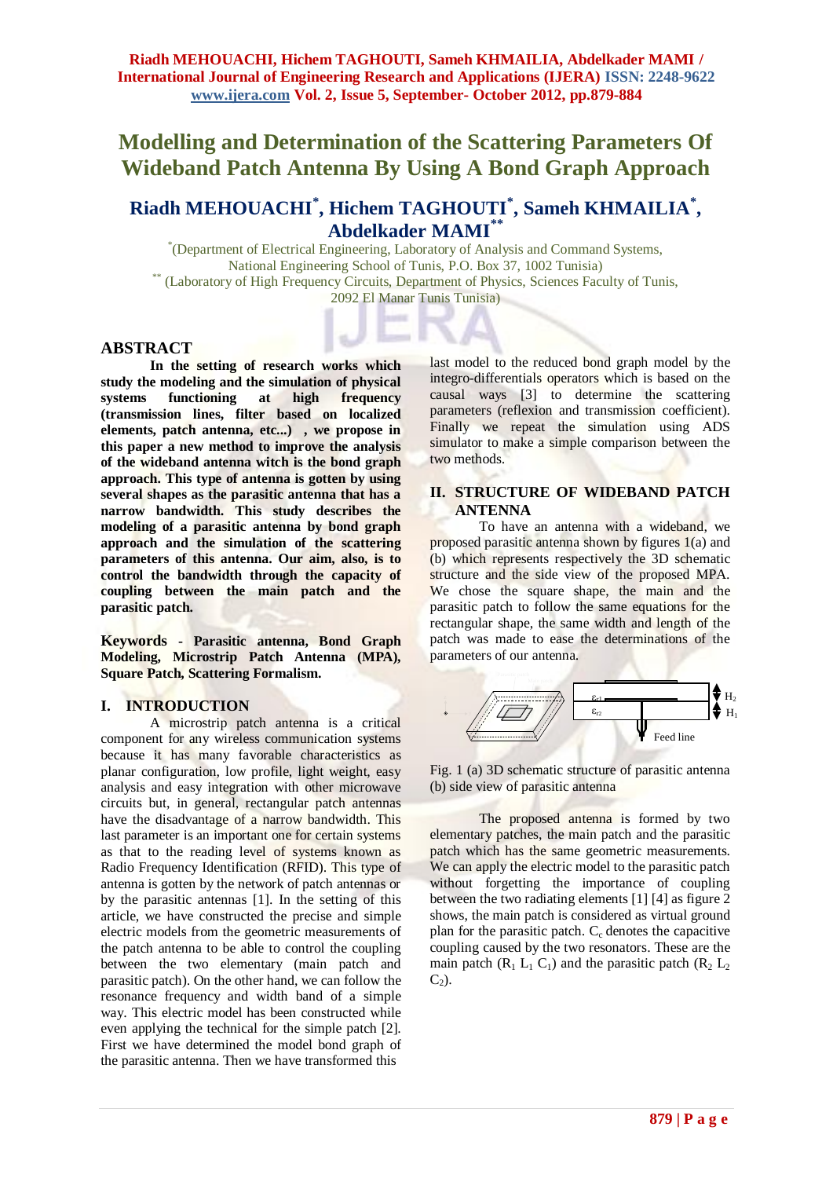# Modelling and Determination of the Scattering Parameters Of Wideband Patch Antenna By Using A Bond Graph Approach

## Riadh MEHOUACHI[*], Hichem TAGHOUTI[*], Sameh KHMAILIA[*], Abdelkader MAMI[**]

[*](Department of Electrical Engineering, Laboratory of Analysis and Command Systems, National Engineering School of Tunis, P.O. Box 37, 1002 Tunisia)
[**] (Laboratory of High Frequency Circuits, Department of Physics, Sciences Faculty of Tunis, 2092 El Manar Tunis Tunisia)

## ABSTRACT

**In the setting of research works which study the modeling and the simulation of physical systems functioning at high frequency (transmission lines, filter based on localized elements, patch antenna, etc...) , we propose in this paper a new method to improve the analysis of the wideband antenna witch is the bond graph approach. This type of antenna is gotten by using several shapes as the parasitic antenna that has a narrow bandwidth. This study describes the modeling of a parasitic antenna by bond graph approach and the simulation of the scattering parameters of this antenna. Our aim, also, is to control the bandwidth through the capacity of coupling between the main patch and the parasitic patch.**

**Keywords - Parasitic antenna, Bond Graph Modeling, Microstrip Patch Antenna (MPA), Square Patch, Scattering Formalism.**

## I. INTRODUCTION

A microstrip patch antenna is a critical component for any wireless communication systems because it has many favorable characteristics as planar configuration, low profile, light weight, easy analysis and easy integration with other microwave circuits but, in general, rectangular patch antennas have the disadvantage of a narrow bandwidth. This last parameter is an important one for certain systems as that to the reading level of systems known as Radio Frequency Identification (RFID). This type of antenna is gotten by the network of patch antennas or by the parasitic antennas [1]. In the setting of this article, we have constructed the precise and simple electric models from the geometric measurements of the patch antenna to be able to control the coupling between the two elementary (main patch and parasitic patch). On the other hand, we can follow the resonance frequency and width band of a simple way. This electric model has been constructed while even applying the technical for the simple patch [2]. First we have determined the model bond graph of the parasitic antenna. Then we have transformed this last model to the reduced bond graph model by the integro-differentials operators which is based on the causal ways [3] to determine the scattering parameters (reflexion and transmission coefficient). Finally we repeat the simulation using ADS simulator to make a simple comparison between the two methods.

## II. STRUCTURE OF WIDEBAND PATCH ANTENNA

To have an antenna with a wideband, we proposed parasitic antenna shown by figures 1(a) and (b) which represents respectively the 3D schematic structure and the side view of the proposed MPA. We chose the square shape, the main and the parasitic patch to follow the same equations for the rectangular shape, the same width and length of the patch was made to ease the determinations of the parameters of our antenna.

Fig. 1 (a) 3D schematic structure of parasitic antenna (b) side view of parasitic antenna

The proposed antenna is formed by two elementary patches, the main patch and the parasitic patch which has the same geometric measurements. We can apply the electric model to the parasitic patch without forgetting the importance of coupling between the two radiating elements [1] [4] as figure 2 shows, the main patch is considered as virtual ground plan for the parasitic patch. $C_c$ denotes the capacitive coupling caused by the two resonators. These are the main patch ($R_1$ $L_1$ $C_1$) and the parasitic patch ($R_2$ $L_2$ $C_2$).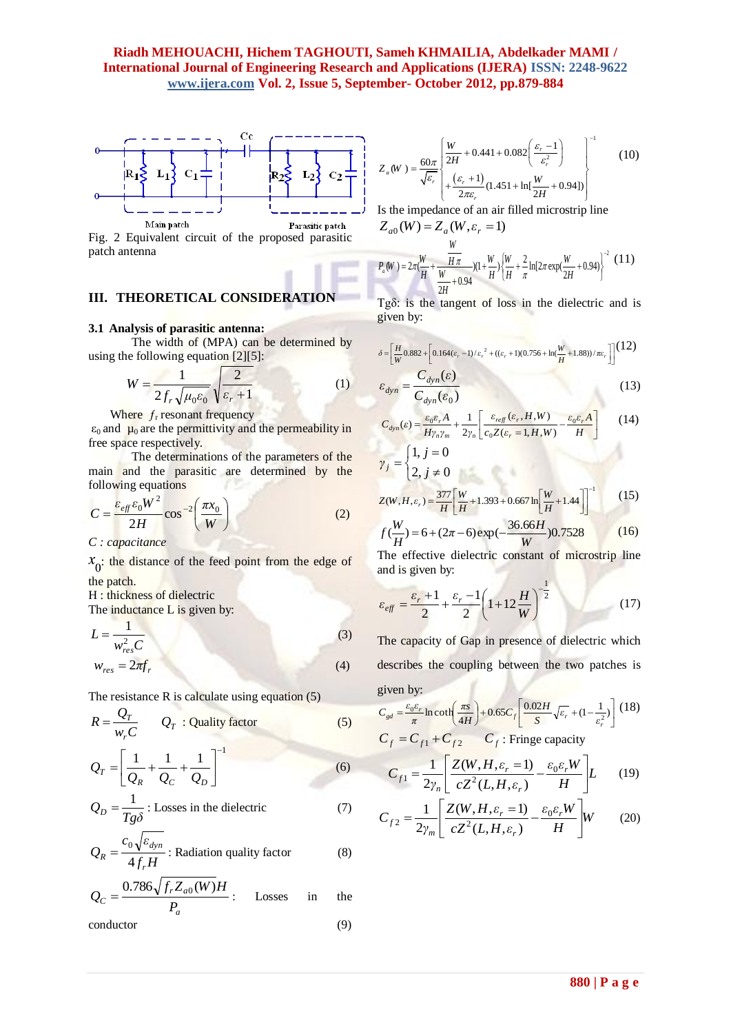Fig. 2 Equivalent circuit of the proposed parasitic patch antenna

## III. THEORETICAL CONSIDERATION

### 3.1 Analysis of parasitic antenna:

The width of (MPA) can be determined by using the following equation [2][5]:

$$W = \frac{1}{2 f_r \sqrt{\mu_0 \varepsilon_0}} \sqrt{\frac{2}{\varepsilon_r + 1}} \quad (1)$$

Where $f_r$ resonant frequency

$\varepsilon_0$ and $\mu_0$ are the permittivity and the permeability in free space respectively.

The determinations of the parameters of the main and the parasitic are determined by the following equations

$$C = \frac{\varepsilon_{eff} \varepsilon_0 W^2}{2H} \cos^{-2}\left(\frac{\pi x_0}{W}\right) \quad (2)$$

*C : capacitance*

$x_0$: the distance of the feed point from the edge of the patch.

H : thickness of dielectric

The inductance L is given by:

$$L = \frac{1}{w_{res}^2 C} \quad (3)$$

$$w_{res} = 2\pi f_r \quad (4)$$

The resistance R is calculate using equation (5)

$$R = \frac{Q_T}{w_r C} \qquad Q_T \text{ : Quality factor} \quad (5)$$

$$Q_T = \left[\frac{1}{Q_R} + \frac{1}{Q_C} + \frac{1}{Q_D}\right]^{-1} \quad (6)$$

$$Q_D = \frac{1}{Tg\delta} \text{ : Losses in the dielectric} \quad (7)$$

$$Q_R = \frac{c_0 \sqrt{\varepsilon_{dyn}}}{4 f_r H} \text{ : Radiation quality factor} \quad (8)$$

$$Q_C = \frac{0.786\sqrt{f_r Z_{a0}(W)} H}{P_a} \text{ : Losses in the conductor} \quad (9)$$

$$Z_a(W) = \frac{60\pi}{\sqrt{\varepsilon_r}} \left\{ \frac{W}{2H} + 0.441 + 0.082\left(\frac{\varepsilon_r - 1}{\varepsilon_r^2}\right) + \frac{(\varepsilon_r + 1)}{2\pi\varepsilon_r}(1.451 + \ln[\frac{W}{2H} + 0.94]) \right\}^{-1} \quad (10)$$

Is the impedance of an air filled microstrip line

$$Z_{a0}(W) = Z_a(W, \varepsilon_r = 1)$$

$$P_a(W) = 2\pi\left(\frac{W}{H} + \frac{\frac{W}{H\pi}}{\frac{W}{2H} + 0.94}\right)\left(1 + \frac{W}{H}\right)\left\{\frac{W}{H} + \frac{2}{\pi}\ln[2\pi \exp(\frac{W}{2H} + 0.94)\right\}^{-2} \quad (11)$$

Tgδ: is the tangent of loss in the dielectric and is given by:

$$\delta = \left[\frac{H}{W} 0.882 + \left[0.164(\varepsilon_r - 1)/\varepsilon_r^2 + ((\varepsilon_r + 1)(0.756 + \ln(\frac{W}{H} + 1.88))/\pi\varepsilon_r\right]\right] \quad (12)$$

$$\varepsilon_{dyn} = \frac{C_{dyn}(\varepsilon)}{C_{dyn}(\varepsilon_0)} \quad (13)$$

$$C_{dyn}(\varepsilon) = \frac{\varepsilon_0 \varepsilon_r A}{H \gamma_n \gamma_m} + \frac{1}{2\gamma_n}\left[\frac{\varepsilon_{reff}(\varepsilon_r, H, W)}{c_0 Z(\varepsilon_r = 1, H, W)} - \frac{\varepsilon_0 \varepsilon_r A}{H}\right] \quad (14)$$

$$\gamma_j = \begin{cases} 1, & j = 0 \\ 2, & j \neq 0 \end{cases}$$

$$Z(W, H, \varepsilon_r) = \frac{377}{H}\left[\frac{W}{H} + 1.393 + 0.667\ln\left[\frac{W}{H} + 1.44\right]\right]^{-1} \quad (15)$$

$$f\left(\frac{W}{H}\right) = 6 + (2\pi - 6)\exp\left(-\frac{36.66H}{W}\right)0.7528 \quad (16)$$

The effective dielectric constant of microstrip line and is given by:

$$\varepsilon_{eff} = \frac{\varepsilon_r + 1}{2} + \frac{\varepsilon_r - 1}{2}\left(1 + 12\frac{H}{W}\right)^{-\frac{1}{2}} \quad (17)$$

The capacity of Gap in presence of dielectric which describes the coupling between the two patches is given by:

$$C_{gd} = \frac{\varepsilon_0 \varepsilon_r}{\pi} \ln \coth\left(\frac{\pi s}{4H}\right) + 0.65 C_f \left[\frac{0.02H}{S}\sqrt{\varepsilon_r} + (1 - \frac{1}{\varepsilon_r^2})\right] \quad (18)$$

$$C_f = C_{f1} + C_{f2} \qquad C_f \text{ : Fringe capacity}$$

$$C_{f1} = \frac{1}{2\gamma_n}\left[\frac{Z(W, H, \varepsilon_r = 1)}{cZ^2(L, H, \varepsilon_r)} - \frac{\varepsilon_0 \varepsilon_r W}{H}\right] L \quad (19)$$

$$C_{f2} = \frac{1}{2\gamma_m}\left[\frac{Z(W, H, \varepsilon_r = 1)}{cZ^2(L, H, \varepsilon_r)} - \frac{\varepsilon_0 \varepsilon_r W}{H}\right] W \quad (20)$$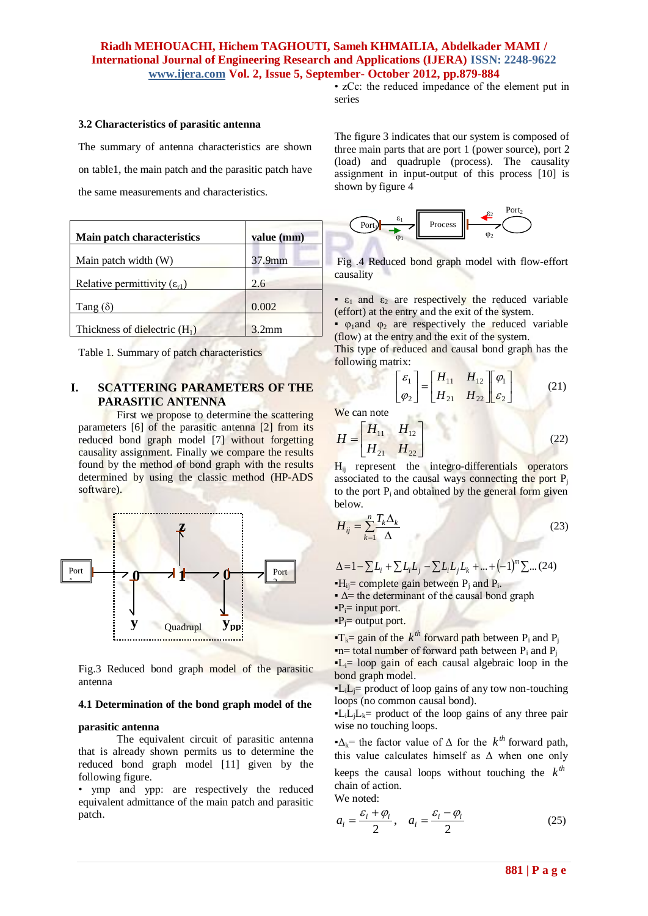• zCc: the reduced impedance of the element put in series

### 3.2 Characteristics of parasitic antenna

The summary of antenna characteristics are shown on table1, the main patch and the parasitic patch have the same measurements and characteristics.

| Main patch characteristics | value (mm) |
|---|---|
| Main patch width (W) | 37.9mm |
| Relative permittivity ($\varepsilon_{r1}$) | 2.6 |
| Tang (δ) | 0.002 |
| Thickness of dielectric ($H_1$) | 3.2mm |

Table 1. Summary of patch characteristics

## I. SCATTERING PARAMETERS OF THE PARASITIC ANTENNA

First we propose to determine the scattering parameters [6] of the parasitic antenna [2] from its reduced bond graph model [7] without forgetting causality assignment. Finally we compare the results found by the method of bond graph with the results determined by using the classic method (HP-ADS software).

Fig.3 Reduced bond graph model of the parasitic antenna

### 4.1 Determination of the bond graph model of the parasitic antenna

The equivalent circuit of parasitic antenna that is already shown permits us to determine the reduced bond graph model [11] given by the following figure.

• ymp and ypp: are respectively the reduced equivalent admittance of the main patch and parasitic patch.

The figure 3 indicates that our system is composed of three main parts that are port 1 (power source), port 2 (load) and quadruple (process). The causality assignment in input-output of this process [10] is shown by figure 4

Fig .4 Reduced bond graph model with flow-effort causality

- $\varepsilon_1$ and $\varepsilon_2$ are respectively the reduced variable (effort) at the entry and the exit of the system.
- $\varphi_1$and $\varphi_2$ are respectively the reduced variable (flow) at the entry and the exit of the system.

This type of reduced and causal bond graph has the following matrix:

$$\begin{bmatrix} \varepsilon_1 \\ \varphi_2 \end{bmatrix} = \begin{bmatrix} H_{11} & H_{12} \\ H_{21} & H_{22} \end{bmatrix} \begin{bmatrix} \varphi_1 \\ \varepsilon_2 \end{bmatrix} \qquad (21)$$

We can note

$$H = \begin{bmatrix} H_{11} & H_{12} \\ H_{21} & H_{22} \end{bmatrix} \qquad (22)$$

$H_{ij}$ represent the integro-differentials operators associated to the causal ways connecting the port $P_j$ to the port $P_i$ and obtained by the general form given below.

$$H_{ij} = \sum_{k=1}^{n} \frac{T_k \Delta_k}{\Delta} \qquad (23)$$

$$\Delta = 1 - \sum L_i + \sum L_i L_j - \sum L_i L_j L_k + \ldots + (-1)^m \sum \ldots \quad (24)$$

- $H_{ij}$= complete gain between $P_j$ and $P_i$.
- Δ= the determinant of the causal bond graph
- $P_i$= input port.
- $P_j$= output port.
- $T_k$= gain of the $k^{th}$ forward path between $P_i$ and $P_j$
- n= total number of forward path between $P_i$ and $P_j$
- $L_i$= loop gain of each causal algebraic loop in the bond graph model.
- $L_iL_j$= product of loop gains of any tow non-touching loops (no common causal bond).
- $L_iL_jL_k$= product of the loop gains of any three pair wise no touching loops.
- $\Delta_k$= the factor value of Δ for the $k^{th}$ forward path, this value calculates himself as Δ when one only keeps the causal loops without touching the $k^{th}$ chain of action.

We noted:

$$a_i = \frac{\varepsilon_i + \varphi_i}{2}, \quad a_i = \frac{\varepsilon_i - \varphi_i}{2} \qquad (25)$$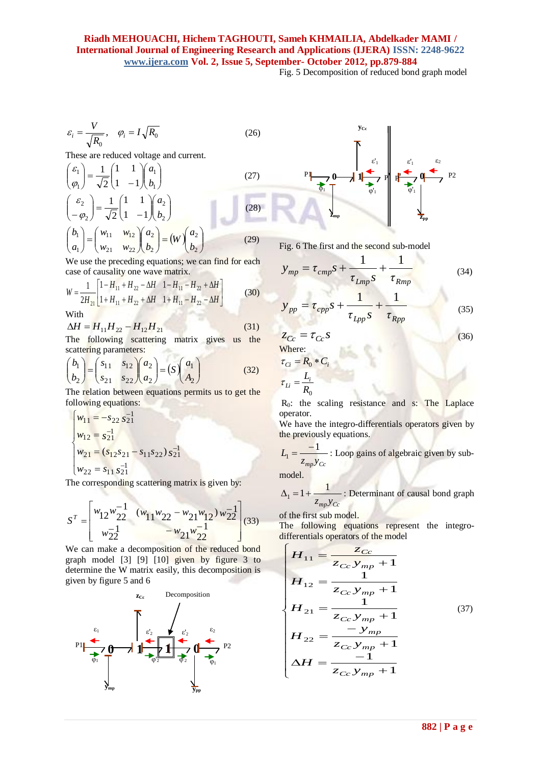Fig. 5 Decomposition of reduced bond graph model

$$\varepsilon_i = \frac{V}{\sqrt{R_0}}, \quad \varphi_i = I\sqrt{R_0} \tag{26}$$

These are reduced voltage and current.

$$\begin{pmatrix}\varepsilon_1\\ \varphi_1\end{pmatrix} = \frac{1}{\sqrt{2}}\begin{pmatrix}1 & 1\\ 1 & -1\end{pmatrix}\begin{pmatrix}a_1\\ b_1\end{pmatrix} \tag{27}$$

$$\begin{pmatrix}\varepsilon_2\\ -\varphi_2\end{pmatrix} = \frac{1}{\sqrt{2}}\begin{pmatrix}1 & 1\\ 1 & -1\end{pmatrix}\begin{pmatrix}a_2\\ b_2\end{pmatrix} \tag{28}$$

$$\begin{pmatrix}b_1\\ a_1\end{pmatrix} = \begin{pmatrix}w_{11} & w_{12}\\ w_{21} & w_{22}\end{pmatrix}\begin{pmatrix}a_2\\ b_2\end{pmatrix} = (W)\begin{pmatrix}a_2\\ b_2\end{pmatrix} \tag{29}$$

We use the preceding equations; we can find for each case of causality one wave matrix.

$$W = \frac{1}{2H_{21}}\begin{bmatrix}1-H_{11}+H_{22}-\Delta H & 1-H_{11}-H_{22}+\Delta H\\ 1+H_{11}+H_{22}+\Delta H & 1+H_{11}-H_{22}-\Delta H\end{bmatrix} \tag{30}$$

With

$$\Delta H = H_{11}H_{22} - H_{12}H_{21} \tag{31}$$

The following scattering matrix gives us the scattering parameters:

$$\begin{pmatrix}b_1\\ b_2\end{pmatrix} = \begin{pmatrix}s_{11} & s_{12}\\ s_{21} & s_{22}\end{pmatrix}\begin{pmatrix}a_2\\ a_2\end{pmatrix} = (S)\begin{pmatrix}a_1\\ A_2\end{pmatrix} \tag{32}$$

The relation between equations permits us to get the following equations:

$$\begin{cases} w_{11} = -s_{22}\,s_{21}^{-1}\\ w_{12} = s_{21}^{-1}\\ w_{21} = (s_{12}s_{21} - s_{11}s_{22})\,s_{21}^{-1}\\ w_{22} = s_{11}\,s_{21}^{-1}\end{cases}$$

The corresponding scattering matrix is given by:

$$S^T = \begin{bmatrix} w_{12}w_{22}^{-1} & (w_{11}w_{22} - w_{21}w_{12})\,w_{22}^{-1}\\ w_{22}^{-1} & -w_{21}w_{22}^{-1}\end{bmatrix} \tag{33}$$

We can make a decomposition of the reduced bond graph model [3] [9] [10] given by figure 3 to determine the W matrix easily, this decomposition is given by figure 5 and 6

Fig. 6 The first and the second sub-model

$$y_{mp} = \tau_{cmp}s + \frac{1}{\tau_{Lmp}s} + \frac{1}{\tau_{Rmp}} \tag{34}$$

$$y_{pp} = \tau_{cpp}s + \frac{1}{\tau_{Lpp}s} + \frac{1}{\tau_{Rpp}} \tag{35}$$

$$z_{Cc} = \tau_{Cc}s \tag{36}$$

Where:

$$\tau_{Ci} = R_0 * C_i$$

$$\tau_{Li} = \frac{L_i}{R_0}$$

$R_0$: the scaling resistance and s: The Laplace operator.

We have the integro-differentials operators given by the previously equations.

$L_1 = \frac{-1}{z_{mp}y_{Cc}}$ : Loop gains of algebraic given by sub-model.

$\Delta_1 = 1 + \frac{1}{z_{mp}y_{Cc}}$ : Determinant of causal bond graph of the first sub model.

The following equations represent the integro-differentials operators of the model

$$\begin{cases} H_{11} = \dfrac{z_{Cc}}{z_{Cc}y_{mp}+1}\\ H_{12} = \dfrac{1}{z_{Cc}y_{mp}+1}\\ H_{21} = \dfrac{1}{z_{Cc}y_{mp}+1}\\ H_{22} = \dfrac{-y_{mp}}{z_{Cc}y_{mp}+1}\\ \Delta H = \dfrac{-1}{z_{Cc}y_{mp}+1}\end{cases} \tag{37}$$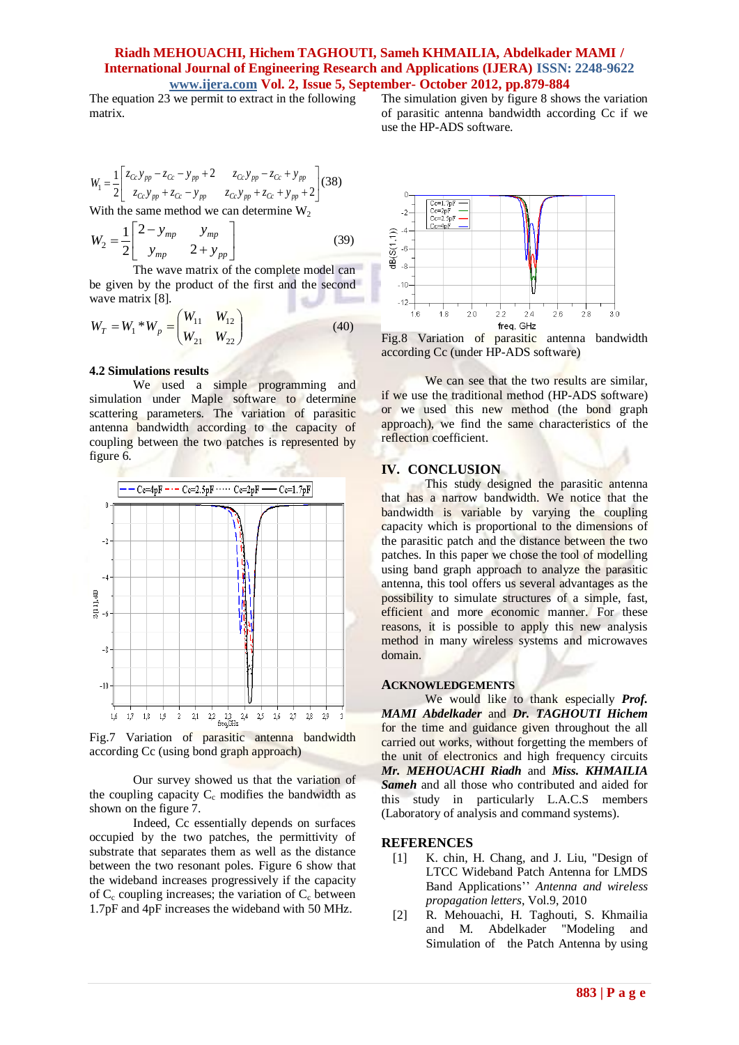The equation 23 we permit to extract in the following matrix.

$$W_1 = \frac{1}{2}\begin{bmatrix} z_{Cc}y_{pp} - z_{Cc} - y_{pp} + 2 & z_{Cc}y_{pp} - z_{Cc} + y_{pp} \\ z_{Cc}y_{pp} + z_{Cc} - y_{pp} & z_{Cc}y_{pp} + z_{Cc} + y_{pp} + 2 \end{bmatrix} \quad (38)$$

With the same method we can determine $W_2$

$$W_2 = \frac{1}{2}\begin{bmatrix} 2 - y_{mp} & y_{mp} \\ y_{mp} & 2 + y_{pp} \end{bmatrix} \quad (39)$$

The wave matrix of the complete model can be given by the product of the first and the second wave matrix [8].

$$W_T = W_1 * W_p = \begin{pmatrix} W_{11} & W_{12} \\ W_{21} & W_{22} \end{pmatrix} \quad (40)$$

### 4.2 Simulations results

We used a simple programming and simulation under Maple software to determine scattering parameters. The variation of parasitic antenna bandwidth according to the capacity of coupling between the two patches is represented by figure 6.

Fig.7 Variation of parasitic antenna bandwidth according Cc (using bond graph approach)

Our survey showed us that the variation of the coupling capacity $C_c$ modifies the bandwidth as shown on the figure 7.

Indeed, Cc essentially depends on surfaces occupied by the two patches, the permittivity of substrate that separates them as well as the distance between the two resonant poles. Figure 6 show that the wideband increases progressively if the capacity of $C_c$ coupling increases; the variation of $C_c$ between 1.7pF and 4pF increases the wideband with 50 MHz.

The simulation given by figure 8 shows the variation of parasitic antenna bandwidth according Cc if we use the HP-ADS software.

Fig.8 Variation of parasitic antenna bandwidth according Cc (under HP-ADS software)

We can see that the two results are similar, if we use the traditional method (HP-ADS software) or we used this new method (the bond graph approach), we find the same characteristics of the reflection coefficient.

## IV. CONCLUSION

This study designed the parasitic antenna that has a narrow bandwidth. We notice that the bandwidth is variable by varying the coupling capacity which is proportional to the dimensions of the parasitic patch and the distance between the two patches. In this paper we chose the tool of modelling using band graph approach to analyze the parasitic antenna, this tool offers us several advantages as the possibility to simulate structures of a simple, fast, efficient and more economic manner. For these reasons, it is possible to apply this new analysis method in many wireless systems and microwaves domain.

## ACKNOWLEDGEMENTS

We would like to thank especially ***Prof. MAMI Abdelkader*** and ***Dr. TAGHOUTI Hichem*** for the time and guidance given throughout the all carried out works, without forgetting the members of the unit of electronics and high frequency circuits ***Mr. MEHOUACHI Riadh*** and ***Miss. KHMAILIA Sameh*** and all those who contributed and aided for this study in particularly L.A.C.S members (Laboratory of analysis and command systems).

## REFERENCES

[1] K. chin, H. Chang, and J. Liu, "Design of LTCC Wideband Patch Antenna for LMDS Band Applications'' *Antenna and wireless propagation letters*, Vol.9, 2010

[2] R. Mehouachi, H. Taghouti, S. Khmailia and M. Abdelkader "Modeling and Simulation of the Patch Antenna by using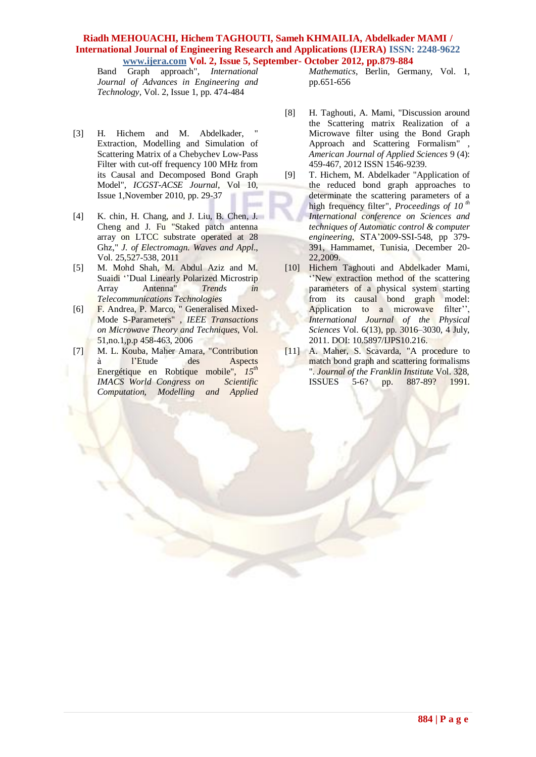Band Graph approach", *International Journal of Advances in Engineering and Technology*, Vol. 2, Issue 1, pp. 474-484

[3] H. Hichem and M. Abdelkader, " Extraction, Modelling and Simulation of Scattering Matrix of a Chebychev Low-Pass Filter with cut-off frequency 100 MHz from its Causal and Decomposed Bond Graph Model", *ICGST-ACSE Journal*, Vol 10, Issue 1,November 2010, pp. 29-37

[4] K. chin, H. Chang, and J. Liu, B. Chen, J. Cheng and J. Fu "Staked patch antenna array on LTCC substrate operated at 28 Ghz," *J. of Electromagn. Waves and Appl.*, Vol. 25,527-538, 2011

[5] M. Mohd Shah, M. Abdul Aziz and M. Suaidi ''Dual Linearly Polarized Microstrip Array Antenna" *Trends in Telecommunications Technologies*

[6] F. Andrea, P. Marco, " Generalised Mixed-Mode S-Parameters" , *IEEE Transactions on Microwave Theory and Techniques*, Vol. 51,no.1,p.p 458-463, 2006

[7] M. L. Kouba, Maher Amara, "Contribution à l'Etude des Aspects Energétique en Robtique mobile", *15th IMACS World Congress on Scientific Computation, Modelling and Applied Mathematics*, Berlin, Germany, Vol. 1, pp.651-656

[8] H. Taghouti, A. Mami, "Discussion around the Scattering matrix Realization of a Microwave filter using the Bond Graph Approach and Scattering Formalism" , *American Journal of Applied Sciences* 9 (4): 459-467, 2012 ISSN 1546-9239.

[9] T. Hichem, M. Abdelkader "Application of the reduced bond graph approaches to determinate the scattering parameters of a high frequency filter", *Proceedings of 10 th International conference on Sciences and techniques of Automatic control & computer engineering*, STA'2009-SSI-548, pp 379-391, Hammamet, Tunisia, December 20-22,2009.

[10] Hichem Taghouti and Abdelkader Mami, ''New extraction method of the scattering parameters of a physical system starting from its causal bond graph model: Application to a microwave filter'', *International Journal of the Physical Sciences* Vol. 6(13), pp. 3016–3030, 4 July, 2011. DOI: 10.5897/IJPS10.216.

[11] A. Maher, S. Scavarda, "A procedure to match bond graph and scattering formalisms ". *Journal of the Franklin Institute* Vol. 328, ISSUES 5-6? pp. 887-89? 1991.